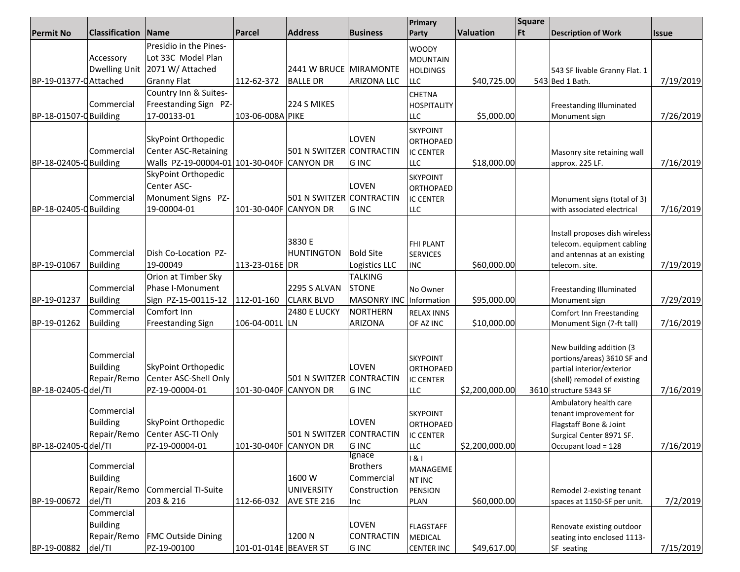| Permit No | Classification | Name | Parcel | Address | Business | Primary Party | Valuation | Square Ft | Description of Work | Issue |
|---|---|---|---|---|---|---|---|---|---|---|
| BP-19-01377-0 | Accessory Dwelling Unit Attached | Presidio in the Pines- Lot 33C Model Plan 2071 W/ Attached Granny Flat | 112-62-372 | 2441 W BRUCE BALLE DR | MIRAMONTE ARIZONA LLC | WOODY MOUNTAIN HOLDINGS LLC | $40,725.00 | 543 | 543 SF livable Granny Flat. 1 Bed 1 Bath. | 7/19/2019 |
| BP-18-01507-0 | Commercial Building | Country Inn & Suites- Freestanding Sign PZ-17-00133-01 | 103-06-008A | 224 S MIKES PIKE | | CHETNA HOSPITALITY LLC | $5,000.00 | | Freestanding Illuminated Monument sign | 7/26/2019 |
| BP-18-02405-0 | Commercial Building | SkyPoint Orthopedic Center ASC-Retaining Walls PZ-19-00004-01 | 101-30-040F | 501 N SWITZER CANYON DR | LOVEN CONTRACTING INC | SKYPOINT ORTHOPAEDIC CENTER LLC | $18,000.00 | | Masonry site retaining wall approx. 225 LF. | 7/16/2019 |
| BP-18-02405-0 | Commercial Building | SkyPoint Orthopedic Center ASC- Monument Signs PZ-19-00004-01 | 101-30-040F | 501 N SWITZER CANYON DR | LOVEN CONTRACTING INC | SKYPOINT ORTHOPAEDIC CENTER LLC | | | Monument signs (total of 3) with associated electrical | 7/16/2019 |
| BP-19-01067 | Commercial Building | Dish Co-Location PZ-19-00049 | 113-23-016E | 3830 E HUNTINGTON DR | Bold Site Logistics LLC | FHI PLANT SERVICES INC | $60,000.00 | | Install proposes dish wireless telecom. equipment cabling and antennas at an existing telecom. site. | 7/19/2019 |
| BP-19-01237 | Commercial Building | Orion at Timber Sky Phase I-Monument Sign PZ-15-00115-12 | 112-01-160 | 2295 S ALVAN CLARK BLVD | TALKING STONE MASONRY INC | No Owner Information | $95,000.00 | | Freestanding Illuminated Monument sign | 7/29/2019 |
| BP-19-01262 | Commercial Building | Comfort Inn Freestanding Sign | 106-04-001L | 2480 E LUCKY LN | NORTHERN ARIZONA | RELAX INNS OF AZ INC | $10,000.00 | | Comfort Inn Freestanding Monument Sign (7-ft tall) | 7/16/2019 |
| BP-18-02405-0 | Commercial Building Repair/Remodel/TI | SkyPoint Orthopedic Center ASC-Shell Only PZ-19-00004-01 | 101-30-040F | 501 N SWITZER CANYON DR | LOVEN CONTRACTING INC | SKYPOINT ORTHOPAEDIC CENTER LLC | $2,200,000.00 | 3610 | New building addition (3 portions/areas) 3610 SF and partial interior/exterior (shell) remodel of existing structure 5343 SF | 7/16/2019 |
| BP-18-02405-0 | Commercial Building Repair/Remodel/TI | SkyPoint Orthopedic Center ASC-TI Only PZ-19-00004-01 | 101-30-040F | 501 N SWITZER CANYON DR | LOVEN CONTRACTING INC | SKYPOINT ORTHOPAEDIC CENTER LLC | $2,200,000.00 | | Ambulatory health care tenant improvement for Flagstaff Bone & Joint Surgical Center 8971 SF. Occupant load = 128 | 7/16/2019 |
| BP-19-00672 | Commercial Building Repair/Remodel/TI | Commercial TI-Suite 203 & 216 | 112-66-032 | 1600 W UNIVERSITY AVE STE 216 | Ignace Brothers Commercial Construction Inc | I & I MANAGEMENT INC PENSION PLAN | $60,000.00 | | Remodel 2-existing tenant spaces at 1150-SF per unit. | 7/2/2019 |
| BP-19-00882 | Commercial Building Repair/Remodel/TI | FMC Outside Dining PZ-19-00100 | 101-01-014E | 1200 N BEAVER ST | LOVEN CONTRACTING INC | FLAGSTAFF MEDICAL CENTER INC | $49,617.00 | | Renovate existing outdoor seating into enclosed 1113-SF seating | 7/15/2019 |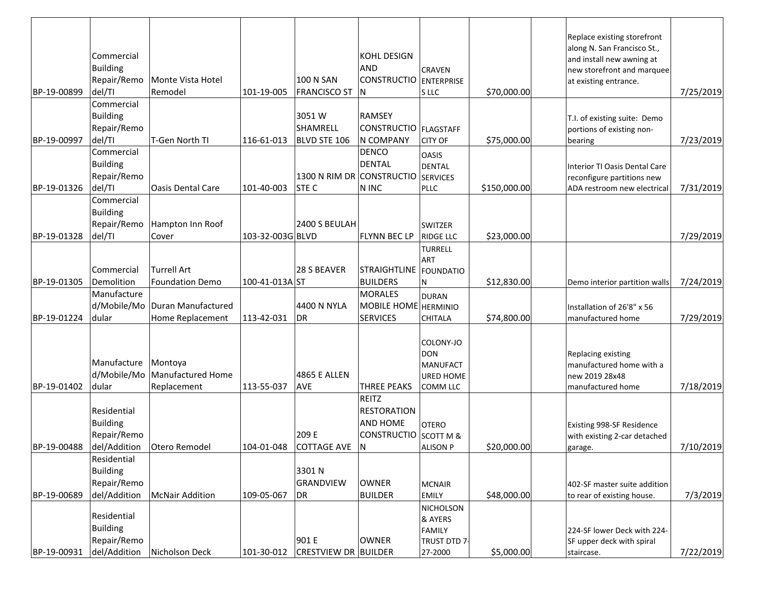| | | | | | | | | | | |
|---|---|---|---|---|---|---|---|---|---|---|
| BP-19-00899 | Commercial Building Repair/Remodel/TI | Monte Vista Hotel Remodel | 101-19-005 | 100 N SAN FRANCISCO ST | KOHL DESIGN AND CONSTRUCTION | CRAVEN ENTERPRISES LLC | $70,000.00 | | Replace existing storefront along N. San Francisco St., and install new awning at new storefront and marquee at existing entrance. | 7/25/2019 |
| BP-19-00997 | Commercial Building Repair/Remodel/TI | T-Gen North TI | 116-61-013 | 3051 W SHAMRELL BLVD STE 106 | RAMSEY CONSTRUCTION COMPANY | FLAGSTAFF CITY OF | $75,000.00 | | T.I. of existing suite: Demo portions of existing non-bearing | 7/23/2019 |
| BP-19-01326 | Commercial Building Repair/Remodel/TI | Oasis Dental Care | 101-40-003 | 1300 N RIM DR STE C | DENCO DENTAL CONSTRUCTION INC | OASIS DENTAL SERVICES PLLC | $150,000.00 | | Interior TI Oasis Dental Care reconfigure partitions new ADA restroom new electrical | 7/31/2019 |
| BP-19-01328 | Commercial Building Repair/Remodel/TI | Hampton Inn Roof Cover | 103-32-003G | 2400 S BEULAH BLVD | FLYNN BEC LP | SWITZER RIDGE LLC | $23,000.00 | | | 7/29/2019 |
| BP-19-01305 | Commercial Demolition | Turrell Art Foundation Demo | 100-41-013A | 28 S BEAVER ST | STRAIGHTLINE BUILDERS | TURRELL ART FOUNDATION | $12,830.00 | | Demo interior partition walls | 7/24/2019 |
| BP-19-01224 | Manufactured/Mobile/Modular | Duran Manufactured Home Replacement | 113-42-031 | 4400 N NYLA DR | MORALES MOBILE HOME SERVICES | DURAN HERMINIO CHITALA | $74,800.00 | | Installation of 26'8" x 56 manufactured home | 7/29/2019 |
| BP-19-01402 | Manufactured/Mobile/Modular | Montoya Manufactured Home Replacement | 113-55-037 | 4865 E ALLEN AVE | THREE PEAKS | COLONY-JODON MANUFACTURED HOME COMM LLC | | | Replacing existing manufactured home with a new 2019 28x48 manufactured home | 7/18/2019 |
| BP-19-00488 | Residential Building Repair/Remodel/Addition | Otero Remodel | 104-01-048 | 209 E COTTAGE AVE | REITZ RESTORATION AND HOME CONSTRUCTION | OTERO SCOTT M & ALISON P | $20,000.00 | | Existing 998-SF Residence with existing 2-car detached garage. | 7/10/2019 |
| BP-19-00689 | Residential Building Repair/Remodel/Addition | McNair Addition | 109-05-067 | 3301 N GRANDVIEW DR | OWNER BUILDER | MCNAIR EMILY | $48,000.00 | | 402-SF master suite addition to rear of existing house. | 7/3/2019 |
| BP-19-00931 | Residential Building Repair/Remodel/Addition | Nicholson Deck | 101-30-012 | 901 E CRESTVIEW DR | OWNER BUILDER | NICHOLSON & AYERS FAMILY TRUST DTD 7-27-2000 | $5,000.00 | | 224-SF lower Deck with 224-SF upper deck with spiral staircase. | 7/22/2019 |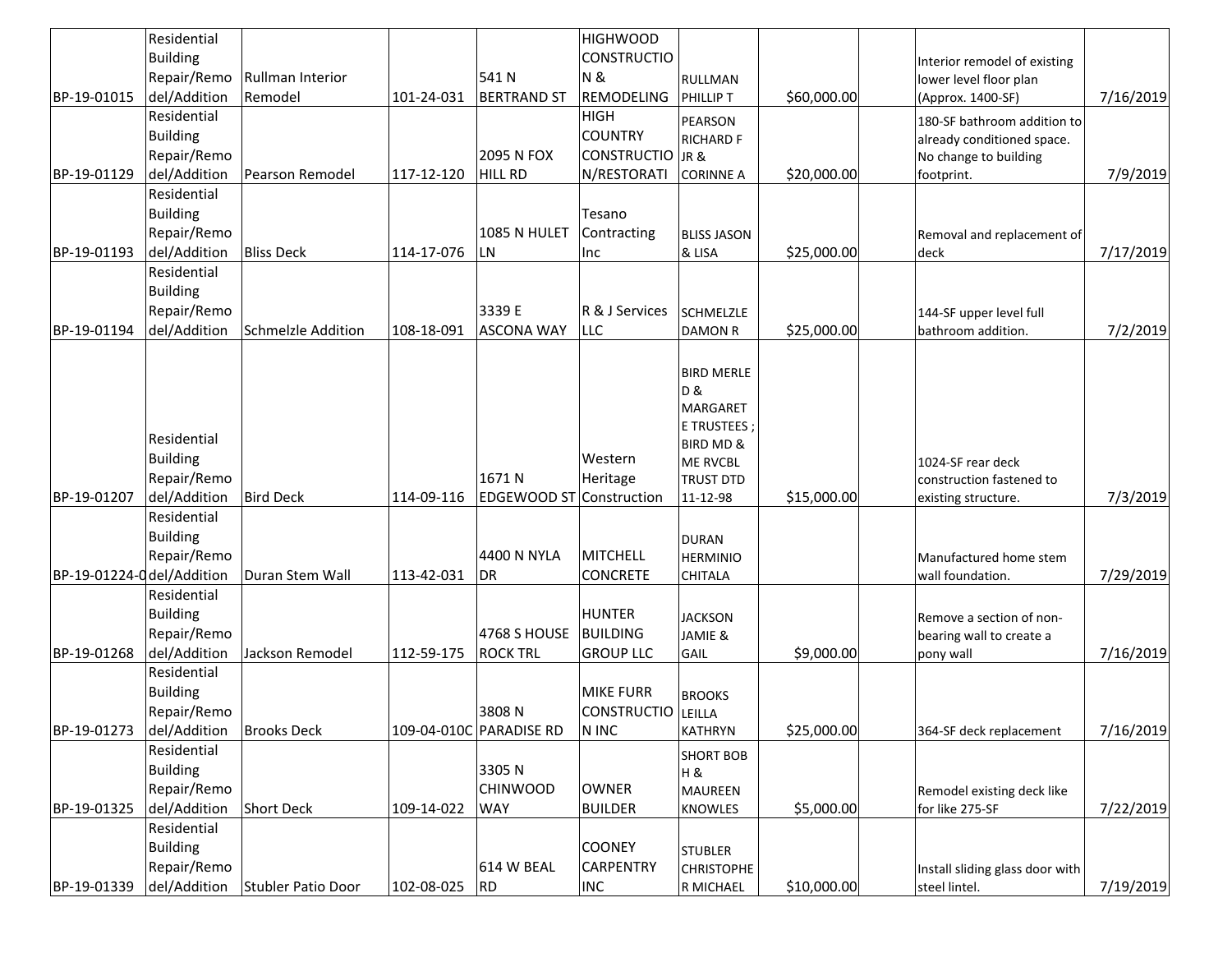| BP-19-01015 | Residential Building Repair/Remodel/Addition | Rullman Interior Remodel | 101-24-031 | 541 N BERTRAND ST | HIGHWOOD CONSTRUCTION & REMODELING | RULLMAN PHILLIP T | $60,000.00 | | Interior remodel of existing lower level floor plan (Approx. 1400-SF) | 7/16/2019 |
|---|---|---|---|---|---|---|---|---|---|---|
| BP-19-01129 | Residential Building Repair/Remodel/Addition | Pearson Remodel | 117-12-120 | 2095 N FOX HILL RD | HIGH COUNTRY CONSTRUCTION/RESTORATI | PEARSON RICHARD F JR & CORINNE A | $20,000.00 | | 180-SF bathroom addition to already conditioned space. No change to building footprint. | 7/9/2019 |
| BP-19-01193 | Residential Building Repair/Remodel/Addition | Bliss Deck | 114-17-076 | 1085 N HULET LN | Tesano Contracting Inc | BLISS JASON & LISA | $25,000.00 | | Removal and replacement of deck | 7/17/2019 |
| BP-19-01194 | Residential Building Repair/Remodel/Addition | Schmelzle Addition | 108-18-091 | 3339 E ASCONA WAY | R & J Services LLC | SCHMELZLE DAMON R | $25,000.00 | | 144-SF upper level full bathroom addition. | 7/2/2019 |
| BP-19-01207 | Residential Building Repair/Remodel/Addition | Bird Deck | 114-09-116 | 1671 N EDGEWOOD ST | Western Heritage Construction | BIRD MERLE D & MARGARET E TRUSTEES ; BIRD MD & ME RVCBL TRUST DTD 11-12-98 | $15,000.00 | | 1024-SF rear deck construction fastened to existing structure. | 7/3/2019 |
| BP-19-01224-0 | Residential Building Repair/Remodel/Addition | Duran Stem Wall | 113-42-031 | 4400 N NYLA DR | MITCHELL CONCRETE | DURAN HERMINIO CHITALA | | | Manufactured home stem wall foundation. | 7/29/2019 |
| BP-19-01268 | Residential Building Repair/Remodel/Addition | Jackson Remodel | 112-59-175 | 4768 S HOUSE ROCK TRL | HUNTER BUILDING GROUP LLC | JACKSON JAMIE & GAIL | $9,000.00 | | Remove a section of non-bearing wall to create a pony wall | 7/16/2019 |
| BP-19-01273 | Residential Building Repair/Remodel/Addition | Brooks Deck | 109-04-010C | 3808 N PARADISE RD | MIKE FURR CONSTRUCTION INC | BROOKS LEILLA KATHRYN | $25,000.00 | | 364-SF deck replacement | 7/16/2019 |
| BP-19-01325 | Residential Building Repair/Remodel/Addition | Short Deck | 109-14-022 | 3305 N CHINWOOD WAY | OWNER BUILDER | SHORT BOB H & MAUREEN KNOWLES | $5,000.00 | | Remodel existing deck like for like 275-SF | 7/22/2019 |
| BP-19-01339 | Residential Building Repair/Remodel/Addition | Stubler Patio Door | 102-08-025 | 614 W BEAL RD | COONEY CARPENTRY INC | STUBLER CHRISTOPHER MICHAEL | $10,000.00 | | Install sliding glass door with steel lintel. | 7/19/2019 |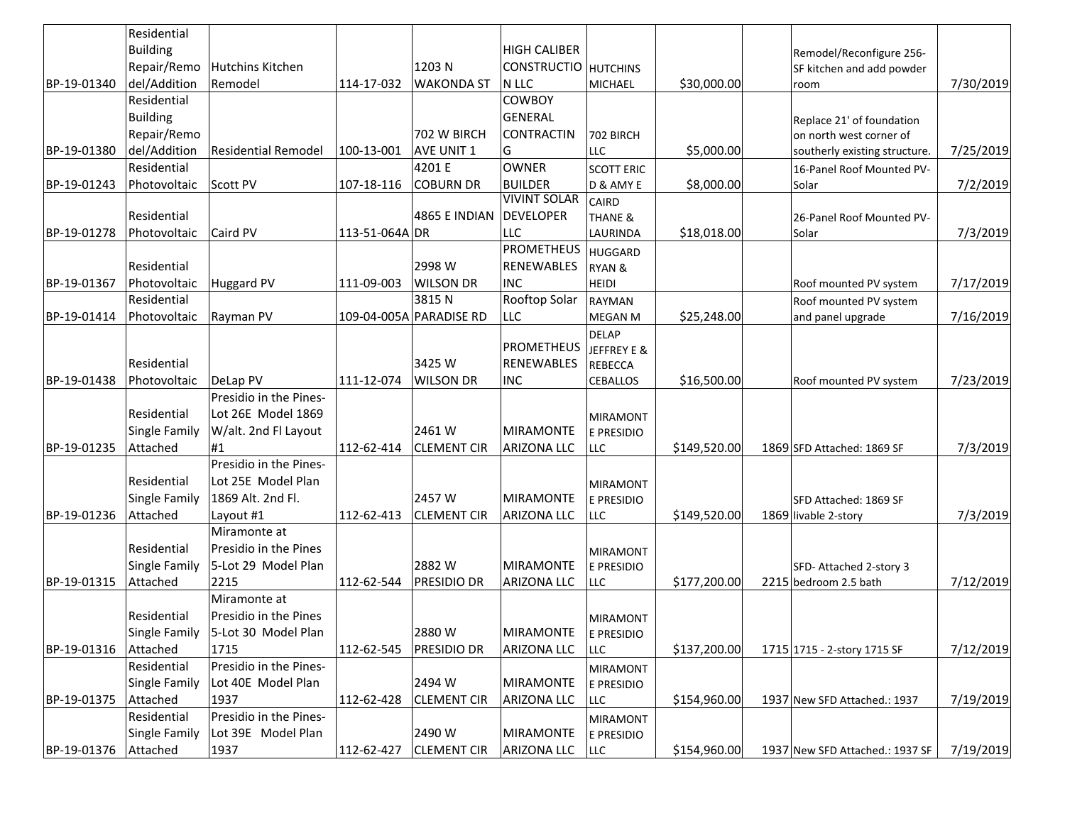| | | | | | | | | | | |
|---|---|---|---|---|---|---|---|---|---|---|
| BP-19-01340 | Residential Building Repair/Remodel/Addition | Hutchins Kitchen Remodel | 114-17-032 | 1203 N WAKONDA ST | HIGH CALIBER CONSTRUCTION LLC | HUTCHINS MICHAEL | $30,000.00 | | Remodel/Reconfigure 256-SF kitchen and add powder room | 7/30/2019 |
| BP-19-01380 | Residential Building Repair/Remodel/Addition | Residential Remodel | 100-13-001 | 702 W BIRCH AVE UNIT 1 | COWBOY GENERAL CONTRACTING | 702 BIRCH LLC | $5,000.00 | | Replace 21' of foundation on north west corner of southerly existing structure. | 7/25/2019 |
| BP-19-01243 | Residential Photovoltaic | Scott PV | 107-18-116 | 4201 E COBURN DR | OWNER BUILDER | SCOTT ERIC D & AMY E | $8,000.00 | | 16-Panel Roof Mounted PV-Solar | 7/2/2019 |
| BP-19-01278 | Residential Photovoltaic | Caird PV | 113-51-064A | 4865 E INDIAN DR | VIVINT SOLAR DEVELOPER LLC | CAIRD THANE & LAURINDA | $18,018.00 | | 26-Panel Roof Mounted PV-Solar | 7/3/2019 |
| BP-19-01367 | Residential Photovoltaic | Huggard PV | 111-09-003 | 2998 W WILSON DR | PROMETHEUS RENEWABLES INC | HUGGARD RYAN & HEIDI | | | Roof mounted PV system | 7/17/2019 |
| BP-19-01414 | Residential Photovoltaic | Rayman PV | 109-04-005A | 3815 N PARADISE RD | Rooftop Solar LLC | RAYMAN MEGAN M | $25,248.00 | | Roof mounted PV system and panel upgrade | 7/16/2019 |
| BP-19-01438 | Residential Photovoltaic | DeLap PV | 111-12-074 | 3425 W WILSON DR | PROMETHEUS RENEWABLES INC | DELAP JEFFREY E & REBECCA CEBALLOS | $16,500.00 | | Roof mounted PV system | 7/23/2019 |
| BP-19-01235 | Residential Single Family Attached | Presidio in the Pines-Lot 26E Model 1869 W/alt. 2nd Fl Layout #1 | 112-62-414 | 2461 W CLEMENT CIR | MIRAMONTE ARIZONA LLC | MIRAMONTE PRESIDIO LLC | $149,520.00 | 1869 | SFD Attached: 1869 SF | 7/3/2019 |
| BP-19-01236 | Residential Single Family Attached | Presidio in the Pines-Lot 25E Model Plan 1869 Alt. 2nd Fl. Layout #1 | 112-62-413 | 2457 W CLEMENT CIR | MIRAMONTE ARIZONA LLC | MIRAMONTE PRESIDIO LLC | $149,520.00 | 1869 | SFD Attached: 1869 SF livable 2-story | 7/3/2019 |
| BP-19-01315 | Residential Single Family Attached | Miramonte at Presidio in the Pines 5-Lot 29 Model Plan 2215 | 112-62-544 | 2882 W PRESIDIO DR | MIRAMONTE ARIZONA LLC | MIRAMONTE PRESIDIO LLC | $177,200.00 | 2215 | SFD- Attached 2-story 3 bedroom 2.5 bath | 7/12/2019 |
| BP-19-01316 | Residential Single Family Attached | Miramonte at Presidio in the Pines 5-Lot 30 Model Plan 1715 | 112-62-545 | 2880 W PRESIDIO DR | MIRAMONTE ARIZONA LLC | MIRAMONTE PRESIDIO LLC | $137,200.00 | 1715 | 1715 - 2-story 1715 SF | 7/12/2019 |
| BP-19-01375 | Residential Single Family Attached | Presidio in the Pines-Lot 40E Model Plan 1937 | 112-62-428 | 2494 W CLEMENT CIR | MIRAMONTE ARIZONA LLC | MIRAMONTE PRESIDIO LLC | $154,960.00 | 1937 | New SFD Attached.: 1937 | 7/19/2019 |
| BP-19-01376 | Residential Single Family Attached | Presidio in the Pines-Lot 39E Model Plan 1937 | 112-62-427 | 2490 W CLEMENT CIR | MIRAMONTE ARIZONA LLC | MIRAMONTE PRESIDIO LLC | $154,960.00 | 1937 | New SFD Attached.: 1937 SF | 7/19/2019 |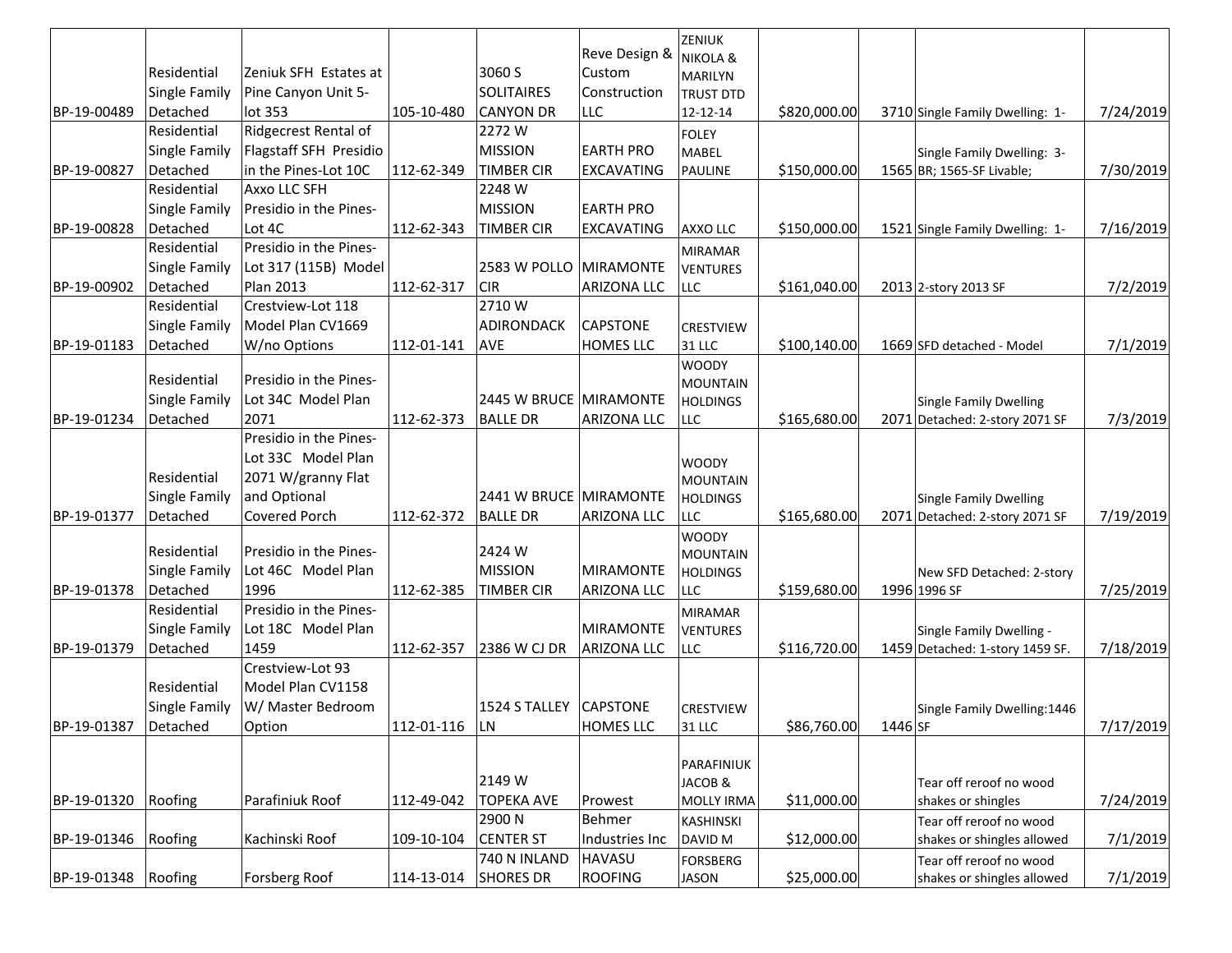| | | | | | | | | | | |
|---|---|---|---|---|---|---|---|---|---|---|
| BP-19-00489 | Residential Single Family Detached | Zeniuk SFH Estates at Pine Canyon Unit 5-lot 353 | 105-10-480 | 3060 S SOLITAIRES CANYON DR | Reve Design & Custom Construction LLC | ZENIUK NIKOLA & MARILYN TRUST DTD 12-12-14 | $820,000.00 | 3710 | Single Family Dwelling: 1- | 7/24/2019 |
| BP-19-00827 | Residential Single Family Detached | Ridgecrest Rental of Flagstaff SFH Presidio in the Pines-Lot 10C | 112-62-349 | 2272 W MISSION TIMBER CIR | EARTH PRO EXCAVATING | FOLEY MABEL PAULINE | $150,000.00 | 1565 | Single Family Dwelling: 3-BR; 1565-SF Livable; | 7/30/2019 |
| BP-19-00828 | Residential Single Family Detached | Axxo LLC SFH Presidio in the Pines-Lot 4C | 112-62-343 | 2248 W MISSION TIMBER CIR | EARTH PRO EXCAVATING | AXXO LLC | $150,000.00 | 1521 | Single Family Dwelling: 1- | 7/16/2019 |
| BP-19-00902 | Residential Single Family Detached | Presidio in the Pines-Lot 317 (115B) Model Plan 2013 | 112-62-317 | 2583 W POLLO CIR | MIRAMONTE ARIZONA LLC | MIRAMAR VENTURES LLC | $161,040.00 | 2013 | 2-story 2013 SF | 7/2/2019 |
| BP-19-01183 | Residential Single Family Detached | Crestview-Lot 118 Model Plan CV1669 W/no Options | 112-01-141 | 2710 W ADIRONDACK AVE | CAPSTONE HOMES LLC | CRESTVIEW 31 LLC | $100,140.00 | 1669 | SFD detached - Model | 7/1/2019 |
| BP-19-01234 | Residential Single Family Detached | Presidio in the Pines-Lot 34C Model Plan 2071 | 112-62-373 | 2445 W BRUCE BALLE DR | MIRAMONTE ARIZONA LLC | WOODY MOUNTAIN HOLDINGS LLC | $165,680.00 | 2071 | Single Family Dwelling Detached: 2-story 2071 SF | 7/3/2019 |
| BP-19-01377 | Residential Single Family Detached | Presidio in the Pines-Lot 33C Model Plan 2071 W/granny Flat and Optional Covered Porch | 112-62-372 | 2441 W BRUCE BALLE DR | MIRAMONTE ARIZONA LLC | WOODY MOUNTAIN HOLDINGS LLC | $165,680.00 | 2071 | Single Family Dwelling Detached: 2-story 2071 SF | 7/19/2019 |
| BP-19-01378 | Residential Single Family Detached | Presidio in the Pines-Lot 46C Model Plan 1996 | 112-62-385 | 2424 W MISSION TIMBER CIR | MIRAMONTE ARIZONA LLC | WOODY MOUNTAIN HOLDINGS LLC | $159,680.00 | 1996 | New SFD Detached: 2-story 1996 SF | 7/25/2019 |
| BP-19-01379 | Residential Single Family Detached | Presidio in the Pines-Lot 18C Model Plan 1459 | 112-62-357 | 2386 W CJ DR | MIRAMONTE ARIZONA LLC | MIRAMAR VENTURES LLC | $116,720.00 | 1459 | Single Family Dwelling - Detached: 1-story 1459 SF. | 7/18/2019 |
| BP-19-01387 | Residential Single Family Detached | Crestview-Lot 93 Model Plan CV1158 W/ Master Bedroom Option | 112-01-116 | 1524 S TALLEY LN | CAPSTONE HOMES LLC | CRESTVIEW 31 LLC | $86,760.00 | 1446 | Single Family Dwelling:1446 SF | 7/17/2019 |
| BP-19-01320 | Roofing | Parafiniuk Roof | 112-49-042 | 2149 W TOPEKA AVE | Prowest | PARAFINIUK JACOB & MOLLY IRMA | $11,000.00 | | Tear off reroof no wood shakes or shingles | 7/24/2019 |
| BP-19-01346 | Roofing | Kachinski Roof | 109-10-104 | 2900 N CENTER ST | Behmer Industries Inc | KASHINSKI DAVID M | $12,000.00 | | Tear off reroof no wood shakes or shingles allowed | 7/1/2019 |
| BP-19-01348 | Roofing | Forsberg Roof | 114-13-014 | 740 N INLAND SHORES DR | HAVASU ROOFING | FORSBERG JASON | $25,000.00 | | Tear off reroof no wood shakes or shingles allowed | 7/1/2019 |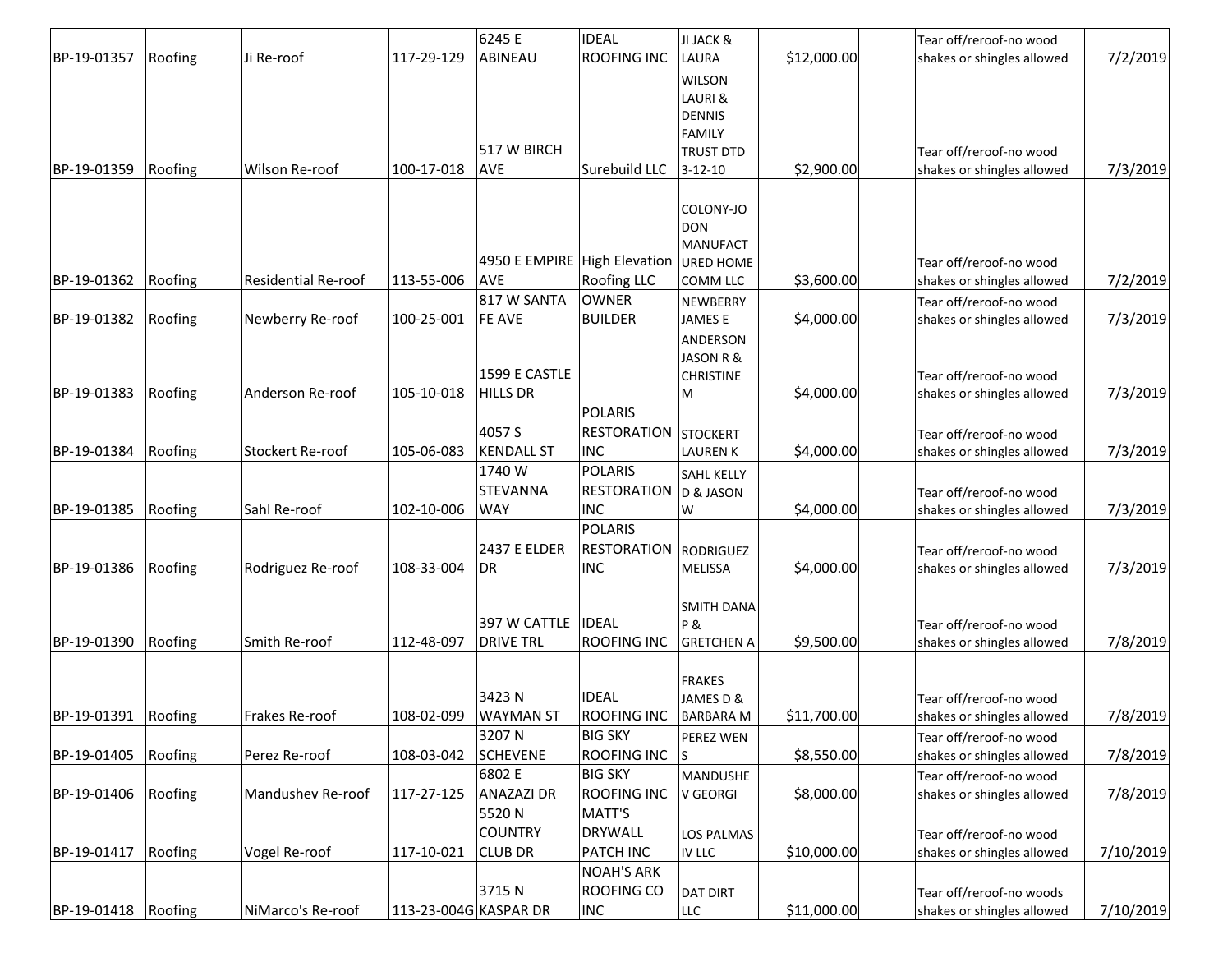| | | | | | | | | | | |
|---|---|---|---|---|---|---|---|---|---|---|
| BP-19-01357 | Roofing | Ji Re-roof | 117-29-129 | 6245 E ABINEAU | IDEAL ROOFING INC | JI JACK & LAURA | $12,000.00 | | Tear off/reroof-no wood shakes or shingles allowed | 7/2/2019 |
| BP-19-01359 | Roofing | Wilson Re-roof | 100-17-018 | 517 W BIRCH AVE | Surebuild LLC | WILSON LAURI & DENNIS FAMILY TRUST DTD 3-12-10 | $2,900.00 | | Tear off/reroof-no wood shakes or shingles allowed | 7/3/2019 |
| BP-19-01362 | Roofing | Residential Re-roof | 113-55-006 | 4950 E EMPIRE AVE | High Elevation Roofing LLC | COLONY-JO DON MANUFACT URED HOME COMM LLC | $3,600.00 | | Tear off/reroof-no wood shakes or shingles allowed | 7/2/2019 |
| BP-19-01382 | Roofing | Newberry Re-roof | 100-25-001 | 817 W SANTA FE AVE | OWNER BUILDER | NEWBERRY JAMES E | $4,000.00 | | Tear off/reroof-no wood shakes or shingles allowed | 7/3/2019 |
| BP-19-01383 | Roofing | Anderson Re-roof | 105-10-018 | 1599 E CASTLE HILLS DR | | ANDERSON JASON R & CHRISTINE M | $4,000.00 | | Tear off/reroof-no wood shakes or shingles allowed | 7/3/2019 |
| BP-19-01384 | Roofing | Stockert Re-roof | 105-06-083 | 4057 S KENDALL ST | POLARIS RESTORATION INC | STOCKERT LAUREN K | $4,000.00 | | Tear off/reroof-no wood shakes or shingles allowed | 7/3/2019 |
| BP-19-01385 | Roofing | Sahl Re-roof | 102-10-006 | 1740 W STEVANNA WAY | POLARIS RESTORATION INC | SAHL KELLY D & JASON W | $4,000.00 | | Tear off/reroof-no wood shakes or shingles allowed | 7/3/2019 |
| BP-19-01386 | Roofing | Rodriguez Re-roof | 108-33-004 | 2437 E ELDER DR | POLARIS RESTORATION INC | RODRIGUEZ MELISSA | $4,000.00 | | Tear off/reroof-no wood shakes or shingles allowed | 7/3/2019 |
| BP-19-01390 | Roofing | Smith Re-roof | 112-48-097 | 397 W CATTLE DRIVE TRL | IDEAL ROOFING INC | SMITH DANA P & GRETCHEN A | $9,500.00 | | Tear off/reroof-no wood shakes or shingles allowed | 7/8/2019 |
| BP-19-01391 | Roofing | Frakes Re-roof | 108-02-099 | 3423 N WAYMAN ST | IDEAL ROOFING INC | FRAKES JAMES D & BARBARA M | $11,700.00 | | Tear off/reroof-no wood shakes or shingles allowed | 7/8/2019 |
| BP-19-01405 | Roofing | Perez Re-roof | 108-03-042 | 3207 N SCHEVENE | BIG SKY ROOFING INC | PEREZ WEN S | $8,550.00 | | Tear off/reroof-no wood shakes or shingles allowed | 7/8/2019 |
| BP-19-01406 | Roofing | Mandushev Re-roof | 117-27-125 | 6802 E ANAZAZI DR | BIG SKY ROOFING INC | MANDUSHE V GEORGI | $8,000.00 | | Tear off/reroof-no wood shakes or shingles allowed | 7/8/2019 |
| BP-19-01417 | Roofing | Vogel Re-roof | 117-10-021 | 5520 N COUNTRY CLUB DR | MATT'S DRYWALL PATCH INC | LOS PALMAS IV LLC | $10,000.00 | | Tear off/reroof-no wood shakes or shingles allowed | 7/10/2019 |
| BP-19-01418 | Roofing | NiMarco's Re-roof | 113-23-004G | 3715 N KASPAR DR | NOAH'S ARK ROOFING CO INC | DAT DIRT LLC | $11,000.00 | | Tear off/reroof-no woods shakes or shingles allowed | 7/10/2019 |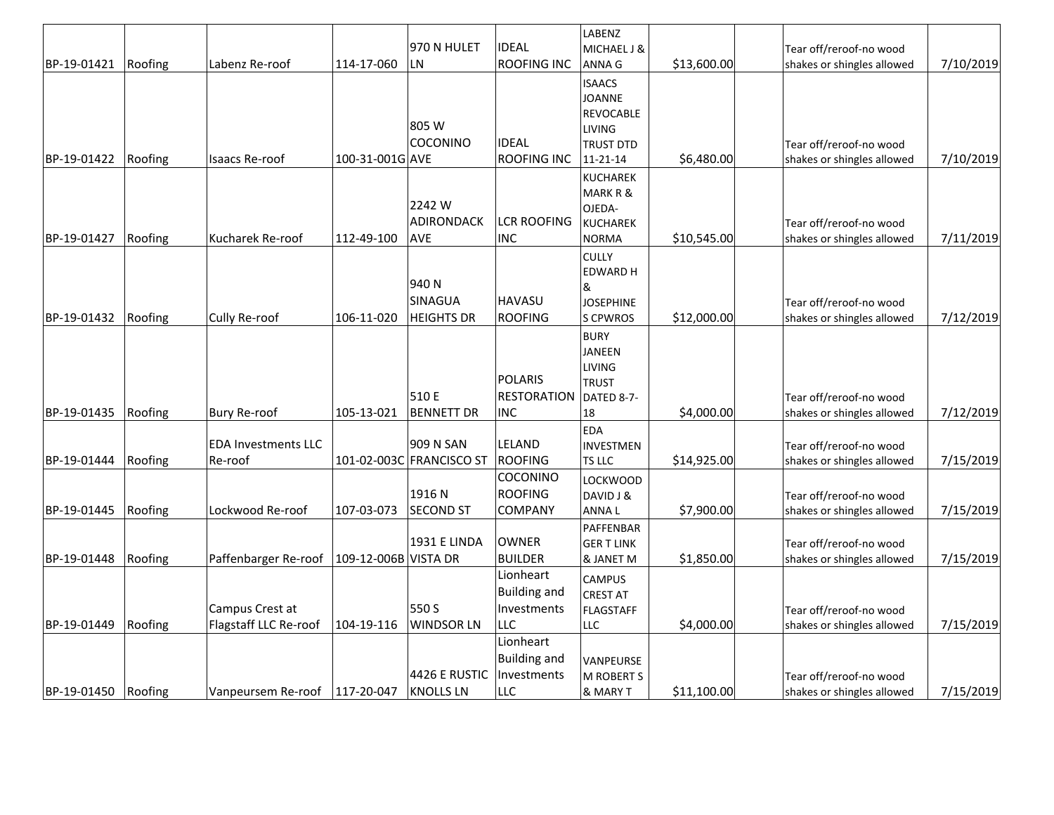| | | | | | | | | | | |
|---|---|---|---|---|---|---|---|---|---|---|
| BP-19-01421 | Roofing | Labenz Re-roof | 114-17-060 | 970 N HULET LN | IDEAL ROOFING INC | LABENZ MICHAEL J & ANNA G | $13,600.00 | | Tear off/reroof-no wood shakes or shingles allowed | 7/10/2019 |
| BP-19-01422 | Roofing | Isaacs Re-roof | 100-31-001G | 805 W COCONINO AVE | IDEAL ROOFING INC | ISAACS JOANNE REVOCABLE LIVING TRUST DTD 11-21-14 | $6,480.00 | | Tear off/reroof-no wood shakes or shingles allowed | 7/10/2019 |
| BP-19-01427 | Roofing | Kucharek Re-roof | 112-49-100 | 2242 W ADIRONDACK AVE | LCR ROOFING INC | KUCHAREK MARK R & OJEDA-KUCHAREK NORMA | $10,545.00 | | Tear off/reroof-no wood shakes or shingles allowed | 7/11/2019 |
| BP-19-01432 | Roofing | Cully Re-roof | 106-11-020 | 940 N SINAGUA HEIGHTS DR | HAVASU ROOFING | CULLY EDWARD H & JOSEPHINE S CPWROS | $12,000.00 | | Tear off/reroof-no wood shakes or shingles allowed | 7/12/2019 |
| BP-19-01435 | Roofing | Bury Re-roof | 105-13-021 | 510 E BENNETT DR | POLARIS RESTORATION INC | BURY JANEEN LIVING TRUST DATED 8-7-18 | $4,000.00 | | Tear off/reroof-no wood shakes or shingles allowed | 7/12/2019 |
| BP-19-01444 | Roofing | EDA Investments LLC Re-roof | 101-02-003C | 909 N SAN FRANCISCO ST | LELAND ROOFING | EDA INVESTMENTS LLC | $14,925.00 | | Tear off/reroof-no wood shakes or shingles allowed | 7/15/2019 |
| BP-19-01445 | Roofing | Lockwood Re-roof | 107-03-073 | 1916 N SECOND ST | COCONINO ROOFING COMPANY | LOCKWOOD DAVID J & ANNA L | $7,900.00 | | Tear off/reroof-no wood shakes or shingles allowed | 7/15/2019 |
| BP-19-01448 | Roofing | Paffenbarger Re-roof | 109-12-006B | 1931 E LINDA VISTA DR | OWNER BUILDER | PAFFENBARGER T LINK & JANET M | $1,850.00 | | Tear off/reroof-no wood shakes or shingles allowed | 7/15/2019 |
| BP-19-01449 | Roofing | Campus Crest at Flagstaff LLC Re-roof | 104-19-116 | 550 S WINDSOR LN | Lionheart Building and Investments LLC | CAMPUS CREST AT FLAGSTAFF LLC | $4,000.00 | | Tear off/reroof-no wood shakes or shingles allowed | 7/15/2019 |
| BP-19-01450 | Roofing | Vanpeursem Re-roof | 117-20-047 | 4426 E RUSTIC KNOLLS LN | Lionheart Building and Investments LLC | VANPEURSEM ROBERT S & MARY T | $11,100.00 | | Tear off/reroof-no wood shakes or shingles allowed | 7/15/2019 |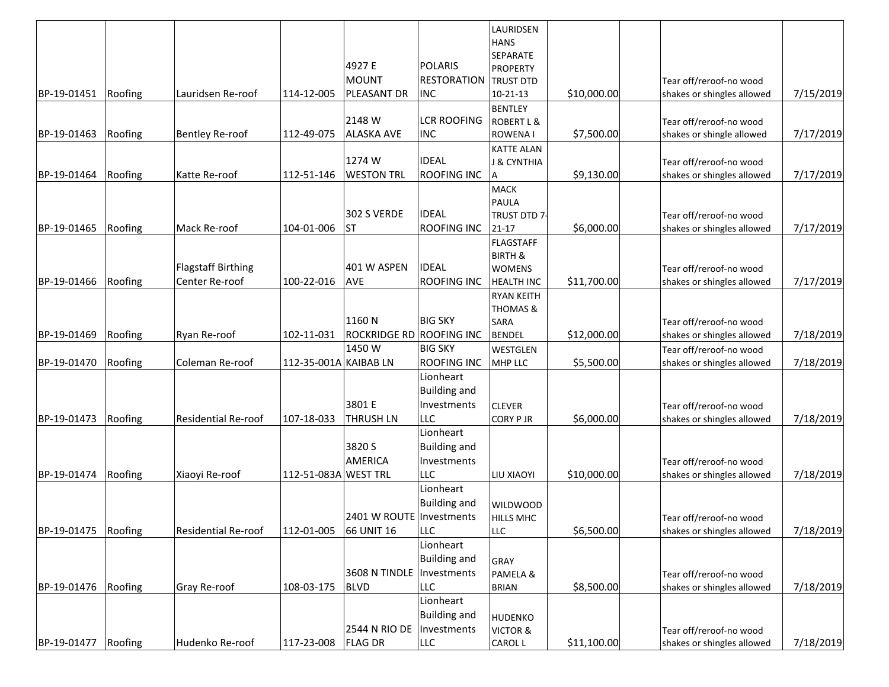| BP-19-01451 | Roofing | Lauridsen Re-roof | 114-12-005 | 4927 E MOUNT PLEASANT DR | POLARIS RESTORATION INC | LAURIDSEN HANS SEPARATE PROPERTY TRUST DTD 10-21-13 | $10,000.00 | | Tear off/reroof-no wood shakes or shingles allowed | 7/15/2019 |
|---|---|---|---|---|---|---|---|---|---|---|
| BP-19-01463 | Roofing | Bentley Re-roof | 112-49-075 | 2148 W ALASKA AVE | LCR ROOFING INC | BENTLEY ROBERT L & ROWENA I | $7,500.00 | | Tear off/reroof-no wood shakes or shingle allowed | 7/17/2019 |
| BP-19-01464 | Roofing | Katte Re-roof | 112-51-146 | 1274 W WESTON TRL | IDEAL ROOFING INC | KATTE ALAN J & CYNTHIA A | $9,130.00 | | Tear off/reroof-no wood shakes or shingles allowed | 7/17/2019 |
| BP-19-01465 | Roofing | Mack Re-roof | 104-01-006 | 302 S VERDE ST | IDEAL ROOFING INC | MACK PAULA TRUST DTD 7-21-17 | $6,000.00 | | Tear off/reroof-no wood shakes or shingles allowed | 7/17/2019 |
| BP-19-01466 | Roofing | Flagstaff Birthing Center Re-roof | 100-22-016 | 401 W ASPEN AVE | IDEAL ROOFING INC | FLAGSTAFF BIRTH & WOMENS HEALTH INC | $11,700.00 | | Tear off/reroof-no wood shakes or shingles allowed | 7/17/2019 |
| BP-19-01469 | Roofing | Ryan Re-roof | 102-11-031 | 1160 N ROCKRIDGE RD | BIG SKY ROOFING INC | RYAN KEITH THOMAS & SARA BENDEL | $12,000.00 | | Tear off/reroof-no wood shakes or shingles allowed | 7/18/2019 |
| BP-19-01470 | Roofing | Coleman Re-roof | 112-35-001A | 1450 W KAIBAB LN | BIG SKY ROOFING INC | WESTGLEN MHP LLC | $5,500.00 | | Tear off/reroof-no wood shakes or shingles allowed | 7/18/2019 |
| BP-19-01473 | Roofing | Residential Re-roof | 107-18-033 | 3801 E THRUSH LN | Lionheart Building and Investments LLC | CLEVER CORY P JR | $6,000.00 | | Tear off/reroof-no wood shakes or shingles allowed | 7/18/2019 |
| BP-19-01474 | Roofing | Xiaoyi Re-roof | 112-51-083A | 3820 S AMERICA WEST TRL | Lionheart Building and Investments LLC | LIU XIAOYI | $10,000.00 | | Tear off/reroof-no wood shakes or shingles allowed | 7/18/2019 |
| BP-19-01475 | Roofing | Residential Re-roof | 112-01-005 | 2401 W ROUTE 66 UNIT 16 | Lionheart Building and Investments LLC | WILDWOOD HILLS MHC LLC | $6,500.00 | | Tear off/reroof-no wood shakes or shingles allowed | 7/18/2019 |
| BP-19-01476 | Roofing | Gray Re-roof | 108-03-175 | 3608 N TINDLE BLVD | Lionheart Building and Investments LLC | GRAY PAMELA & BRIAN | $8,500.00 | | Tear off/reroof-no wood shakes or shingles allowed | 7/18/2019 |
| BP-19-01477 | Roofing | Hudenko Re-roof | 117-23-008 | 2544 N RIO DE FLAG DR | Lionheart Building and Investments LLC | HUDENKO VICTOR & CAROL L | $11,100.00 | | Tear off/reroof-no wood shakes or shingles allowed | 7/18/2019 |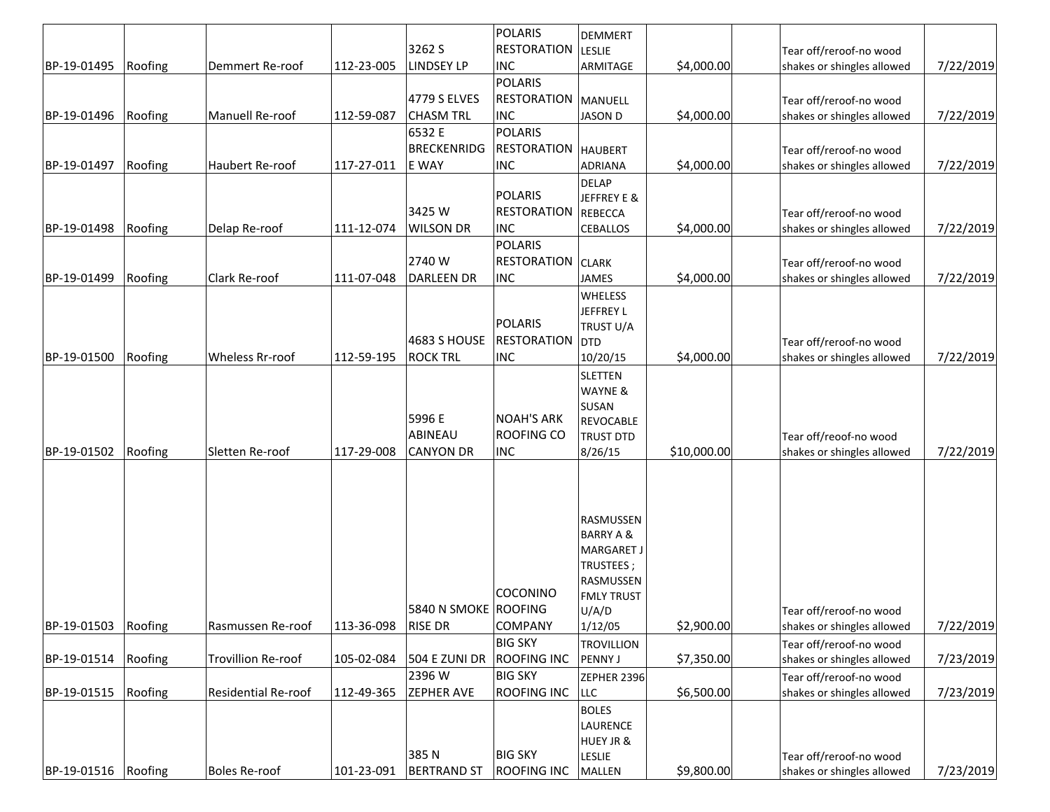| | | | | | | | | | | |
|---|---|---|---|---|---|---|---|---|---|---|
| BP-19-01495 | Roofing | Demmert Re-roof | 112-23-005 | 3262 S LINDSEY LP | POLARIS RESTORATION INC | DEMMERT LESLIE ARMITAGE | $4,000.00 | | Tear off/reroof-no wood shakes or shingles allowed | 7/22/2019 |
| BP-19-01496 | Roofing | Manuell Re-roof | 112-59-087 | 4779 S ELVES CHASM TRL | POLARIS RESTORATION INC | MANUELL JASON D | $4,000.00 | | Tear off/reroof-no wood shakes or shingles allowed | 7/22/2019 |
| BP-19-01497 | Roofing | Haubert Re-roof | 117-27-011 | 6532 E BRECKENRIDGE WAY | POLARIS RESTORATION INC | HAUBERT ADRIANA | $4,000.00 | | Tear off/reroof-no wood shakes or shingles allowed | 7/22/2019 |
| BP-19-01498 | Roofing | Delap Re-roof | 111-12-074 | 3425 W WILSON DR | POLARIS RESTORATION INC | DELAP JEFFREY E & REBECCA CEBALLOS | $4,000.00 | | Tear off/reroof-no wood shakes or shingles allowed | 7/22/2019 |
| BP-19-01499 | Roofing | Clark Re-roof | 111-07-048 | 2740 W DARLEEN DR | POLARIS RESTORATION INC | CLARK JAMES | $4,000.00 | | Tear off/reroof-no wood shakes or shingles allowed | 7/22/2019 |
| BP-19-01500 | Roofing | Wheless Rr-roof | 112-59-195 | 4683 S HOUSE ROCK TRL | POLARIS RESTORATION INC | WHELESS JEFFREY L TRUST U/A DTD 10/20/15 | $4,000.00 | | Tear off/reroof-no wood shakes or shingles allowed | 7/22/2019 |
| BP-19-01502 | Roofing | Sletten Re-roof | 117-29-008 | 5996 E ABINEAU CANYON DR | NOAH'S ARK ROOFING CO INC | SLETTEN WAYNE & SUSAN REVOCABLE TRUST DTD 8/26/15 | $10,000.00 | | Tear off/reoof-no wood shakes or shingles allowed | 7/22/2019 |
| BP-19-01503 | Roofing | Rasmussen Re-roof | 113-36-098 | 5840 N SMOKE RISE DR | COCONINO ROOFING COMPANY | RASMUSSEN BARRY A & MARGARET J TRUSTEES ; RASMUSSEN FMLY TRUST U/A/D 1/12/05 | $2,900.00 | | Tear off/reroof-no wood shakes or shingles allowed | 7/22/2019 |
| BP-19-01514 | Roofing | Trovillion Re-roof | 105-02-084 | 504 E ZUNI DR | BIG SKY ROOFING INC | TROVILLION PENNY J | $7,350.00 | | Tear off/reroof-no wood shakes or shingles allowed | 7/23/2019 |
| BP-19-01515 | Roofing | Residential Re-roof | 112-49-365 | 2396 W ZEPHER AVE | BIG SKY ROOFING INC | ZEPHER 2396 LLC | $6,500.00 | | Tear off/reroof-no wood shakes or shingles allowed | 7/23/2019 |
| BP-19-01516 | Roofing | Boles Re-roof | 101-23-091 | 385 N BERTRAND ST | BIG SKY ROOFING INC | BOLES LAURENCE HUEY JR & LESLIE MALLEN | $9,800.00 | | Tear off/reroof-no wood shakes or shingles allowed | 7/23/2019 |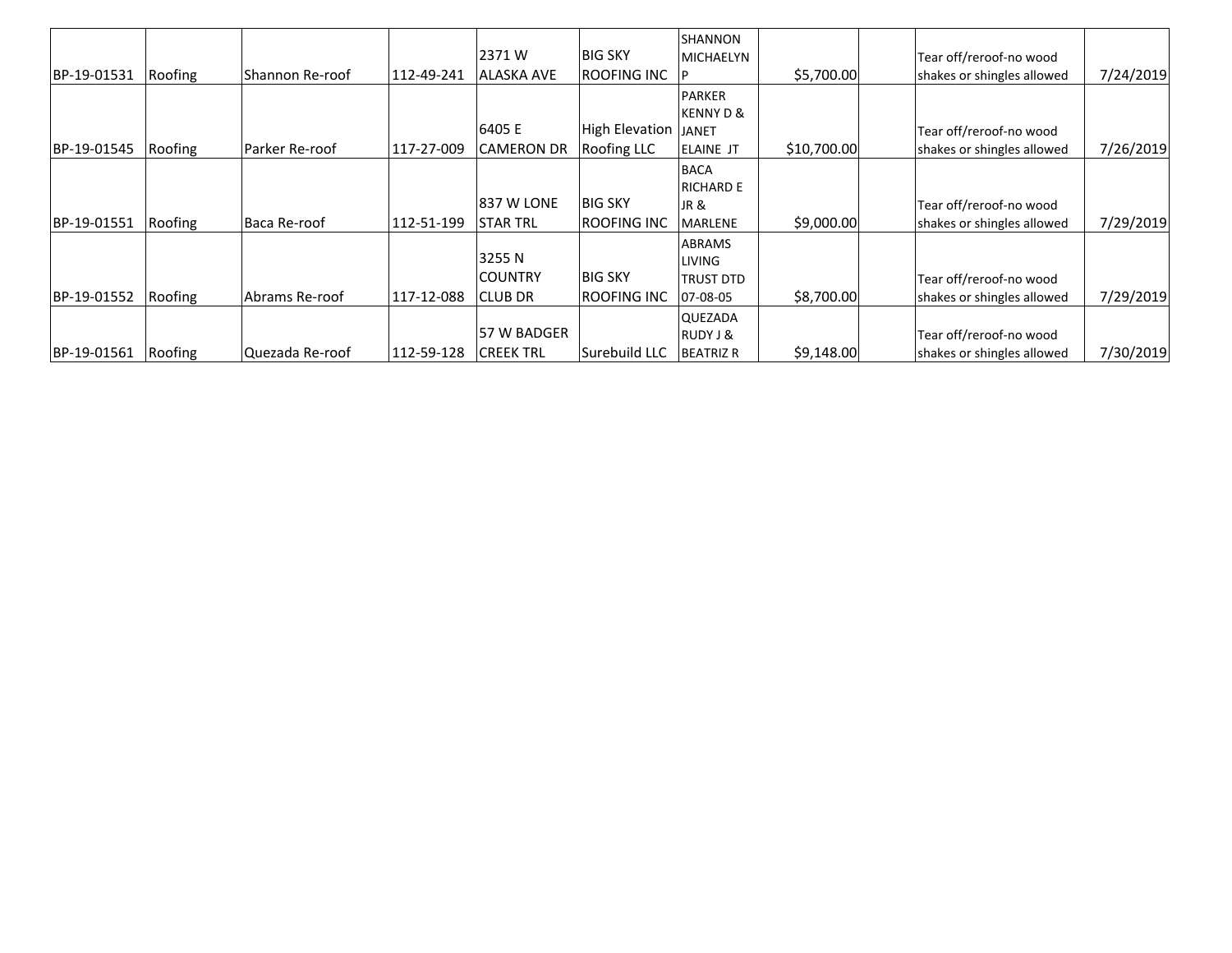| | | | | | | | | | | |
|---|---|---|---|---|---|---|---|---|---|---|
| BP-19-01531 | Roofing | Shannon Re-roof | 112-49-241 | 2371 W ALASKA AVE | BIG SKY ROOFING INC | SHANNON MICHAELYN P | $5,700.00 | | Tear off/reroof-no wood shakes or shingles allowed | 7/24/2019 |
| BP-19-01545 | Roofing | Parker Re-roof | 117-27-009 | 6405 E CAMERON DR | High Elevation Roofing LLC | PARKER KENNY D & JANET ELAINE JT | $10,700.00 | | Tear off/reroof-no wood shakes or shingles allowed | 7/26/2019 |
| BP-19-01551 | Roofing | Baca Re-roof | 112-51-199 | 837 W LONE STAR TRL | BIG SKY ROOFING INC | BACA RICHARD E JR & MARLENE | $9,000.00 | | Tear off/reroof-no wood shakes or shingles allowed | 7/29/2019 |
| BP-19-01552 | Roofing | Abrams Re-roof | 117-12-088 | 3255 N COUNTRY CLUB DR | BIG SKY ROOFING INC | ABRAMS LIVING TRUST DTD 07-08-05 | $8,700.00 | | Tear off/reroof-no wood shakes or shingles allowed | 7/29/2019 |
| BP-19-01561 | Roofing | Quezada Re-roof | 112-59-128 | 57 W BADGER CREEK TRL | Surebuild LLC | QUEZADA RUDY J & BEATRIZ R | $9,148.00 | | Tear off/reroof-no wood shakes or shingles allowed | 7/30/2019 |